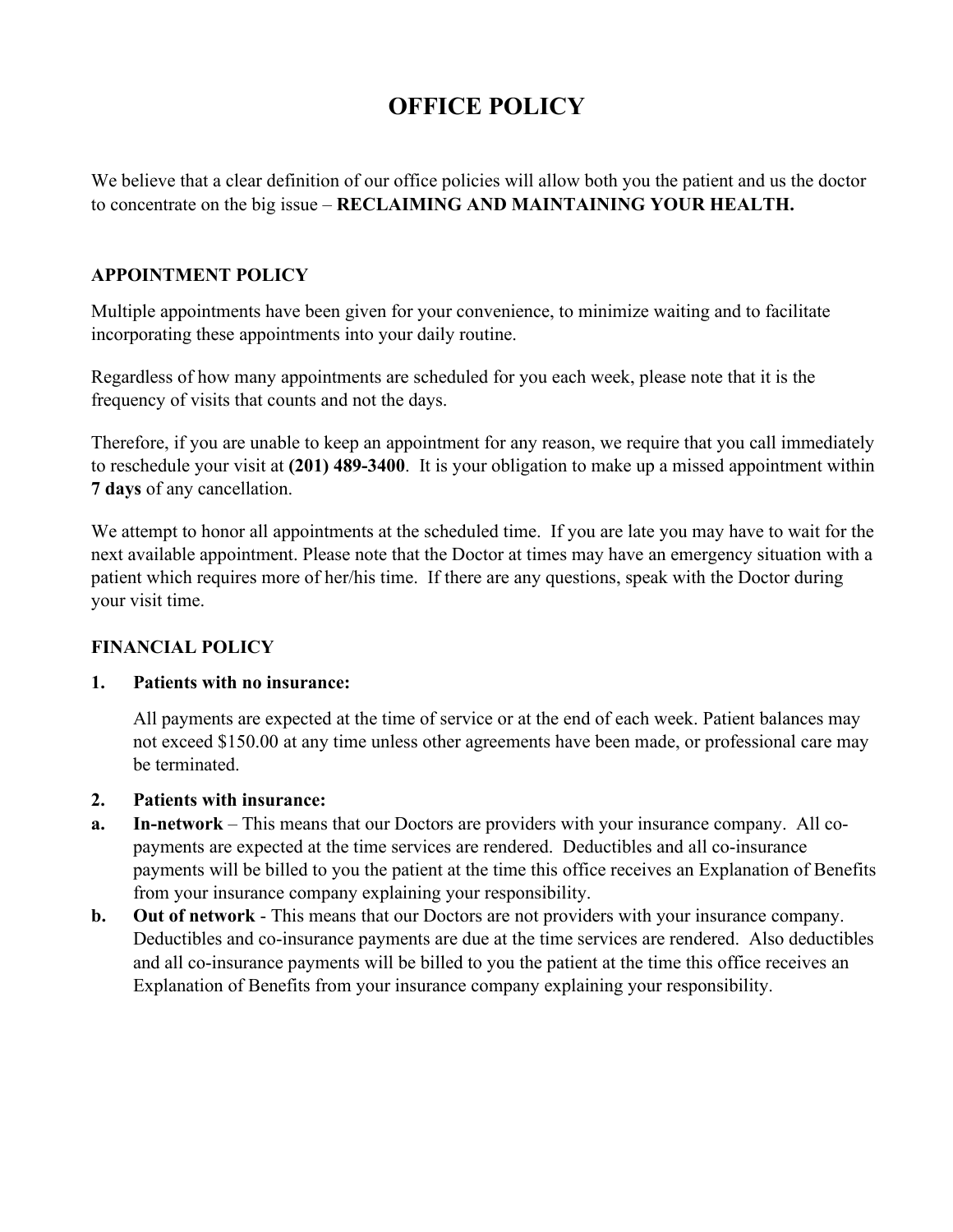# OFFICE POLICY

We believe that a clear definition of our office policies will allow both you the patient and us the doctor to concentrate on the big issue – **RECLAIMING AND MAINTAINING YOUR HEALTH.**

## APPOINTMENT POLICY

Multiple appointments have been given for your convenience, to minimize waiting and to facilitate incorporating these appointments into your daily routine.

Regardless of how many appointments are scheduled for you each week, please note that it is the frequency of visits that counts and not the days.

Therefore, if you are unable to keep an appointment for any reason, we require that you call immediately to reschedule your visit at **(201) 489-3400**. It is your obligation to make up a missed appointment within **7 days** of any cancellation.

We attempt to honor all appointments at the scheduled time. If you are late you may have to wait for the next available appointment. Please note that the Doctor at times may have an emergency situation with a patient which requires more of her/his time. If there are any questions, speak with the Doctor during your visit time.

## FINANCIAL POLICY

**1. Patients with no insurance:**

All payments are expected at the time of service or at the end of each week. Patient balances may not exceed $150.00 at any time unless other agreements have been made, or professional care may be terminated.

**2. Patients with insurance:**

**a. In-network** – This means that our Doctors are providers with your insurance company. All co-payments are expected at the time services are rendered. Deductibles and all co-insurance payments will be billed to you the patient at the time this office receives an Explanation of Benefits from your insurance company explaining your responsibility.

**b. Out of network** - This means that our Doctors are not providers with your insurance company. Deductibles and co-insurance payments are due at the time services are rendered. Also deductibles and all co-insurance payments will be billed to you the patient at the time this office receives an Explanation of Benefits from your insurance company explaining your responsibility.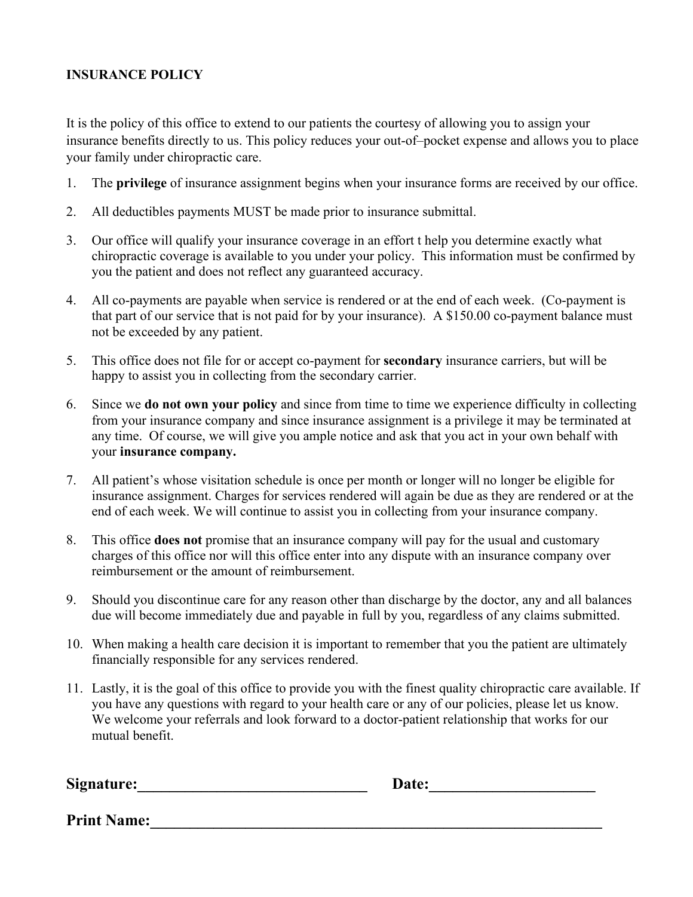**INSURANCE POLICY**

It is the policy of this office to extend to our patients the courtesy of allowing you to assign your insurance benefits directly to us. This policy reduces your out-of–pocket expense and allows you to place your family under chiropractic care.

1. The **privilege** of insurance assignment begins when your insurance forms are received by our office.

2. All deductibles payments MUST be made prior to insurance submittal.

3. Our office will qualify your insurance coverage in an effort t help you determine exactly what chiropractic coverage is available to you under your policy. This information must be confirmed by you the patient and does not reflect any guaranteed accuracy.

4. All co-payments are payable when service is rendered or at the end of each week. (Co-payment is that part of our service that is not paid for by your insurance). A $150.00 co-payment balance must not be exceeded by any patient.

5. This office does not file for or accept co-payment for **secondary** insurance carriers, but will be happy to assist you in collecting from the secondary carrier.

6. Since we **do not own your policy** and since from time to time we experience difficulty in collecting from your insurance company and since insurance assignment is a privilege it may be terminated at any time. Of course, we will give you ample notice and ask that you act in your own behalf with your **insurance company.**

7. All patient's whose visitation schedule is once per month or longer will no longer be eligible for insurance assignment. Charges for services rendered will again be due as they are rendered or at the end of each week. We will continue to assist you in collecting from your insurance company.

8. This office **does not** promise that an insurance company will pay for the usual and customary charges of this office nor will this office enter into any dispute with an insurance company over reimbursement or the amount of reimbursement.

9. Should you discontinue care for any reason other than discharge by the doctor, any and all balances due will become immediately due and payable in full by you, regardless of any claims submitted.

10. When making a health care decision it is important to remember that you the patient are ultimately financially responsible for any services rendered.

11. Lastly, it is the goal of this office to provide you with the finest quality chiropractic care available. If you have any questions with regard to your health care or any of our policies, please let us know. We welcome your referrals and look forward to a doctor-patient relationship that works for our mutual benefit.

**Signature:______________________________ Date:______________________**

**Print Name:______________________________________________________________**